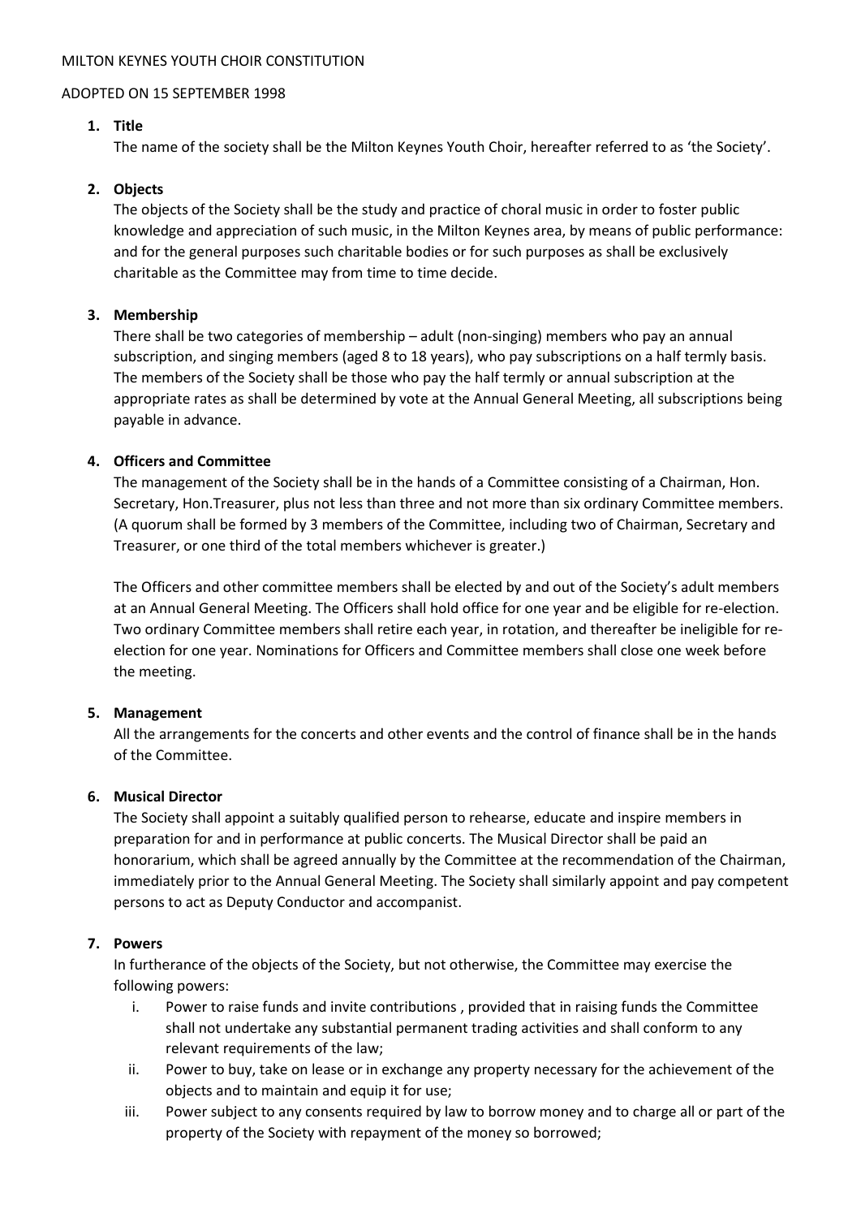MILTON KEYNES YOUTH CHOIR CONSTITUTION

ADOPTED ON 15 SEPTEMBER 1998

1. **Title**
   The name of the society shall be the Milton Keynes Youth Choir, hereafter referred to as 'the Society'.

2. **Objects**
   The objects of the Society shall be the study and practice of choral music in order to foster public knowledge and appreciation of such music, in the Milton Keynes area, by means of public performance: and for the general purposes such charitable bodies or for such purposes as shall be exclusively charitable as the Committee may from time to time decide.

3. **Membership**
   There shall be two categories of membership – adult (non-singing) members who pay an annual subscription, and singing members (aged 8 to 18 years), who pay subscriptions on a half termly basis. The members of the Society shall be those who pay the half termly or annual subscription at the appropriate rates as shall be determined by vote at the Annual General Meeting, all subscriptions being payable in advance.

4. **Officers and Committee**
   The management of the Society shall be in the hands of a Committee consisting of a Chairman, Hon. Secretary, Hon.Treasurer, plus not less than three and not more than six ordinary Committee members. (A quorum shall be formed by 3 members of the Committee, including two of Chairman, Secretary and Treasurer, or one third of the total members whichever is greater.)

   The Officers and other committee members shall be elected by and out of the Society's adult members at an Annual General Meeting. The Officers shall hold office for one year and be eligible for re-election. Two ordinary Committee members shall retire each year, in rotation, and thereafter be ineligible for re-election for one year. Nominations for Officers and Committee members shall close one week before the meeting.

5. **Management**
   All the arrangements for the concerts and other events and the control of finance shall be in the hands of the Committee.

6. **Musical Director**
   The Society shall appoint a suitably qualified person to rehearse, educate and inspire members in preparation for and in performance at public concerts. The Musical Director shall be paid an honorarium, which shall be agreed annually by the Committee at the recommendation of the Chairman, immediately prior to the Annual General Meeting. The Society shall similarly appoint and pay competent persons to act as Deputy Conductor and accompanist.

7. **Powers**
   In furtherance of the objects of the Society, but not otherwise, the Committee may exercise the following powers:
   i. Power to raise funds and invite contributions , provided that in raising funds the Committee shall not undertake any substantial permanent trading activities and shall conform to any relevant requirements of the law;
   ii. Power to buy, take on lease or in exchange any property necessary for the achievement of the objects and to maintain and equip it for use;
   iii. Power subject to any consents required by law to borrow money and to charge all or part of the property of the Society with repayment of the money so borrowed;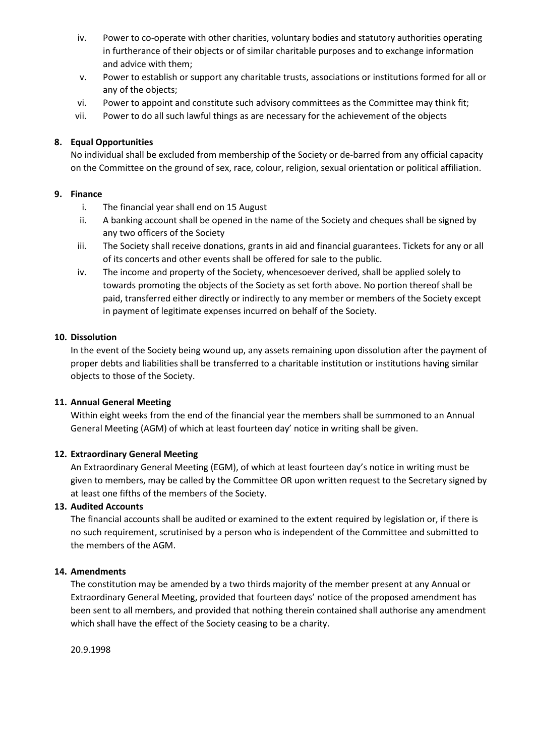iv. Power to co-operate with other charities, voluntary bodies and statutory authorities operating in furtherance of their objects or of similar charitable purposes and to exchange information and advice with them;

v. Power to establish or support any charitable trusts, associations or institutions formed for all or any of the objects;

vi. Power to appoint and constitute such advisory committees as the Committee may think fit;

vii. Power to do all such lawful things as are necessary for the achievement of the objects

**8. Equal Opportunities**

No individual shall be excluded from membership of the Society or de-barred from any official capacity on the Committee on the ground of sex, race, colour, religion, sexual orientation or political affiliation.

**9. Finance**

i. The financial year shall end on 15 August

ii. A banking account shall be opened in the name of the Society and cheques shall be signed by any two officers of the Society

iii. The Society shall receive donations, grants in aid and financial guarantees. Tickets for any or all of its concerts and other events shall be offered for sale to the public.

iv. The income and property of the Society, whencesoever derived, shall be applied solely to towards promoting the objects of the Society as set forth above. No portion thereof shall be paid, transferred either directly or indirectly to any member or members of the Society except in payment of legitimate expenses incurred on behalf of the Society.

**10. Dissolution**

In the event of the Society being wound up, any assets remaining upon dissolution after the payment of proper debts and liabilities shall be transferred to a charitable institution or institutions having similar objects to those of the Society.

**11. Annual General Meeting**

Within eight weeks from the end of the financial year the members shall be summoned to an Annual General Meeting (AGM) of which at least fourteen day' notice in writing shall be given.

**12. Extraordinary General Meeting**

An Extraordinary General Meeting (EGM), of which at least fourteen day's notice in writing must be given to members, may be called by the Committee OR upon written request to the Secretary signed by at least one fifths of the members of the Society.

**13. Audited Accounts**

The financial accounts shall be audited or examined to the extent required by legislation or, if there is no such requirement, scrutinised by a person who is independent of the Committee and submitted to the members of the AGM.

**14. Amendments**

The constitution may be amended by a two thirds majority of the member present at any Annual or Extraordinary General Meeting, provided that fourteen days' notice of the proposed amendment has been sent to all members, and provided that nothing therein contained shall authorise any amendment which shall have the effect of the Society ceasing to be a charity.

20.9.1998